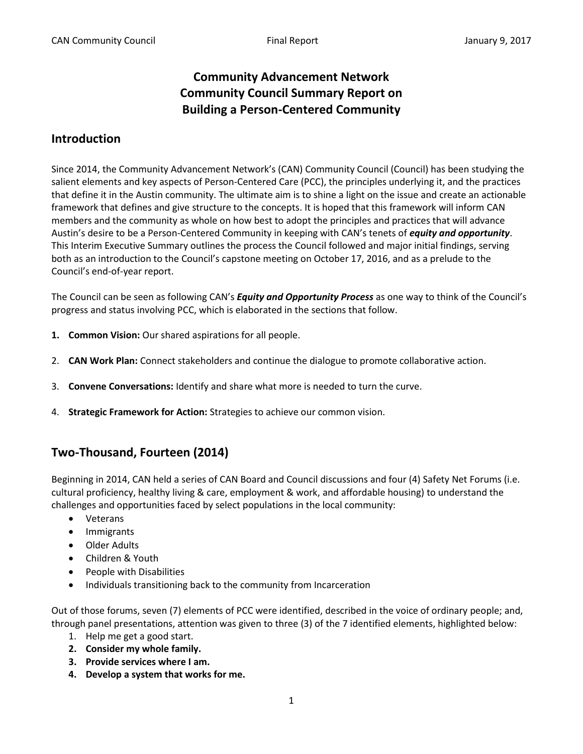# Community Advancement Network
# Community Council Summary Report on
# Building a Person-Centered Community

## Introduction

Since 2014, the Community Advancement Network's (CAN) Community Council (Council) has been studying the salient elements and key aspects of Person-Centered Care (PCC), the principles underlying it, and the practices that define it in the Austin community. The ultimate aim is to shine a light on the issue and create an actionable framework that defines and give structure to the concepts. It is hoped that this framework will inform CAN members and the community as whole on how best to adopt the principles and practices that will advance Austin's desire to be a Person-Centered Community in keeping with CAN's tenets of ***equity and opportunity***. This Interim Executive Summary outlines the process the Council followed and major initial findings, serving both as an introduction to the Council's capstone meeting on October 17, 2016, and as a prelude to the Council's end-of-year report.

The Council can be seen as following CAN's ***Equity and Opportunity Process*** as one way to think of the Council's progress and status involving PCC, which is elaborated in the sections that follow.

1. **Common Vision:** Our shared aspirations for all people.
2. **CAN Work Plan:** Connect stakeholders and continue the dialogue to promote collaborative action.
3. **Convene Conversations:** Identify and share what more is needed to turn the curve.
4. **Strategic Framework for Action:** Strategies to achieve our common vision.

## Two-Thousand, Fourteen (2014)

Beginning in 2014, CAN held a series of CAN Board and Council discussions and four (4) Safety Net Forums (i.e. cultural proficiency, healthy living & care, employment & work, and affordable housing) to understand the challenges and opportunities faced by select populations in the local community:

- Veterans
- Immigrants
- Older Adults
- Children & Youth
- People with Disabilities
- Individuals transitioning back to the community from Incarceration

Out of those forums, seven (7) elements of PCC were identified, described in the voice of ordinary people; and, through panel presentations, attention was given to three (3) of the 7 identified elements, highlighted below:

1. Help me get a good start.
2. **Consider my whole family.**
3. **Provide services where I am.**
4. **Develop a system that works for me.**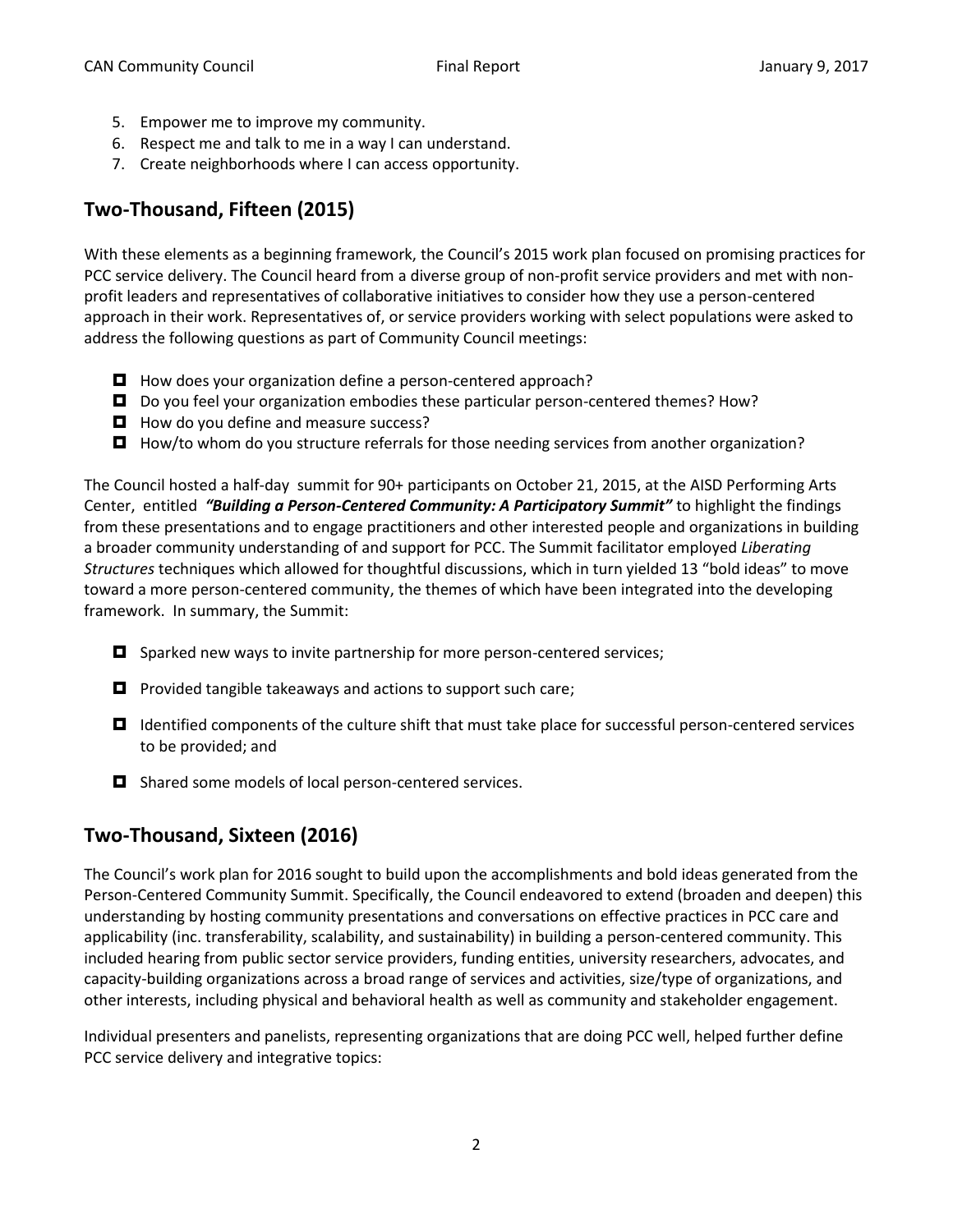5. Empower me to improve my community.
6. Respect me and talk to me in a way I can understand.
7. Create neighborhoods where I can access opportunity.

## Two-Thousand, Fifteen (2015)

With these elements as a beginning framework, the Council's 2015 work plan focused on promising practices for PCC service delivery. The Council heard from a diverse group of non-profit service providers and met with non-profit leaders and representatives of collaborative initiatives to consider how they use a person-centered approach in their work. Representatives of, or service providers working with select populations were asked to address the following questions as part of Community Council meetings:

- How does your organization define a person-centered approach?
- Do you feel your organization embodies these particular person-centered themes? How?
- How do you define and measure success?
- How/to whom do you structure referrals for those needing services from another organization?

The Council hosted a half-day summit for 90+ participants on October 21, 2015, at the AISD Performing Arts Center, entitled ***"Building a Person-Centered Community: A Participatory Summit"*** to highlight the findings from these presentations and to engage practitioners and other interested people and organizations in building a broader community understanding of and support for PCC. The Summit facilitator employed *Liberating Structures* techniques which allowed for thoughtful discussions, which in turn yielded 13 "bold ideas" to move toward a more person-centered community, the themes of which have been integrated into the developing framework. In summary, the Summit:

- Sparked new ways to invite partnership for more person-centered services;
- Provided tangible takeaways and actions to support such care;
- Identified components of the culture shift that must take place for successful person-centered services to be provided; and
- Shared some models of local person-centered services.

## Two-Thousand, Sixteen (2016)

The Council's work plan for 2016 sought to build upon the accomplishments and bold ideas generated from the Person-Centered Community Summit. Specifically, the Council endeavored to extend (broaden and deepen) this understanding by hosting community presentations and conversations on effective practices in PCC care and applicability (inc. transferability, scalability, and sustainability) in building a person-centered community. This included hearing from public sector service providers, funding entities, university researchers, advocates, and capacity-building organizations across a broad range of services and activities, size/type of organizations, and other interests, including physical and behavioral health as well as community and stakeholder engagement.

Individual presenters and panelists, representing organizations that are doing PCC well, helped further define PCC service delivery and integrative topics: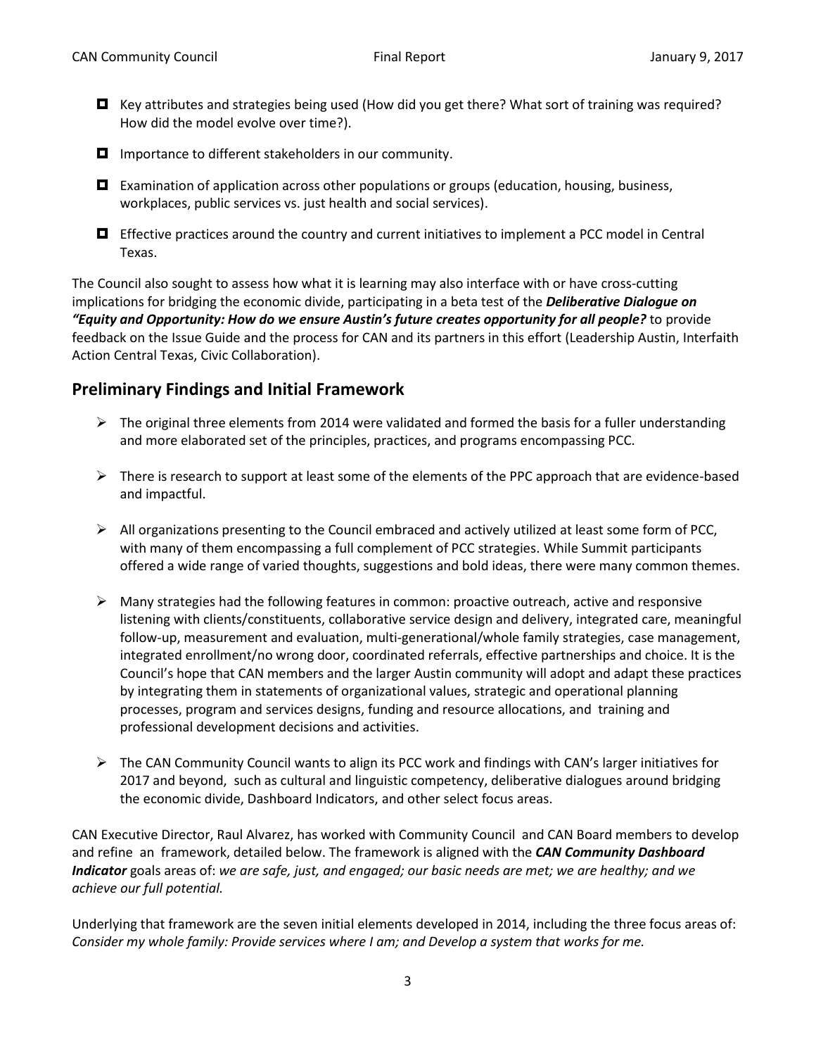- Key attributes and strategies being used (How did you get there? What sort of training was required? How did the model evolve over time?).
- Importance to different stakeholders in our community.
- Examination of application across other populations or groups (education, housing, business, workplaces, public services vs. just health and social services).
- Effective practices around the country and current initiatives to implement a PCC model in Central Texas.

The Council also sought to assess how what it is learning may also interface with or have cross-cutting implications for bridging the economic divide, participating in a beta test of the ***Deliberative Dialogue on "Equity and Opportunity: How do we ensure Austin's future creates opportunity for all people?*** to provide feedback on the Issue Guide and the process for CAN and its partners in this effort (Leadership Austin, Interfaith Action Central Texas, Civic Collaboration).

## Preliminary Findings and Initial Framework

- The original three elements from 2014 were validated and formed the basis for a fuller understanding and more elaborated set of the principles, practices, and programs encompassing PCC.
- There is research to support at least some of the elements of the PPC approach that are evidence-based and impactful.
- All organizations presenting to the Council embraced and actively utilized at least some form of PCC, with many of them encompassing a full complement of PCC strategies. While Summit participants offered a wide range of varied thoughts, suggestions and bold ideas, there were many common themes.
- Many strategies had the following features in common: proactive outreach, active and responsive listening with clients/constituents, collaborative service design and delivery, integrated care, meaningful follow-up, measurement and evaluation, multi-generational/whole family strategies, case management, integrated enrollment/no wrong door, coordinated referrals, effective partnerships and choice. It is the Council's hope that CAN members and the larger Austin community will adopt and adapt these practices by integrating them in statements of organizational values, strategic and operational planning processes, program and services designs, funding and resource allocations, and training and professional development decisions and activities.
- The CAN Community Council wants to align its PCC work and findings with CAN's larger initiatives for 2017 and beyond, such as cultural and linguistic competency, deliberative dialogues around bridging the economic divide, Dashboard Indicators, and other select focus areas.

CAN Executive Director, Raul Alvarez, has worked with Community Council and CAN Board members to develop and refine an framework, detailed below. The framework is aligned with the ***CAN Community Dashboard Indicator*** goals areas of: *we are safe, just, and engaged; our basic needs are met; we are healthy; and we achieve our full potential.*

Underlying that framework are the seven initial elements developed in 2014, including the three focus areas of: *Consider my whole family: Provide services where I am; and Develop a system that works for me.*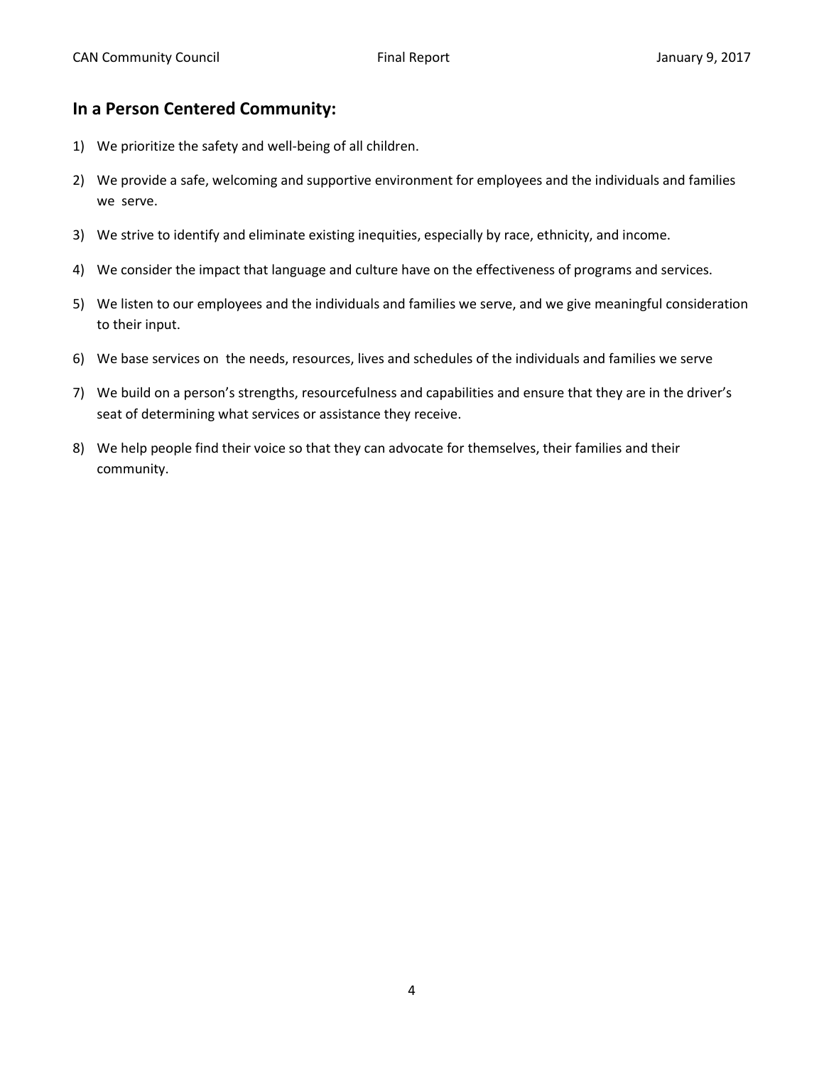## In a Person Centered Community:

1) We prioritize the safety and well-being of all children.
2) We provide a safe, welcoming and supportive environment for employees and the individuals and families we serve.
3) We strive to identify and eliminate existing inequities, especially by race, ethnicity, and income.
4) We consider the impact that language and culture have on the effectiveness of programs and services.
5) We listen to our employees and the individuals and families we serve, and we give meaningful consideration to their input.
6) We base services on the needs, resources, lives and schedules of the individuals and families we serve
7) We build on a person's strengths, resourcefulness and capabilities and ensure that they are in the driver's seat of determining what services or assistance they receive.
8) We help people find their voice so that they can advocate for themselves, their families and their community.